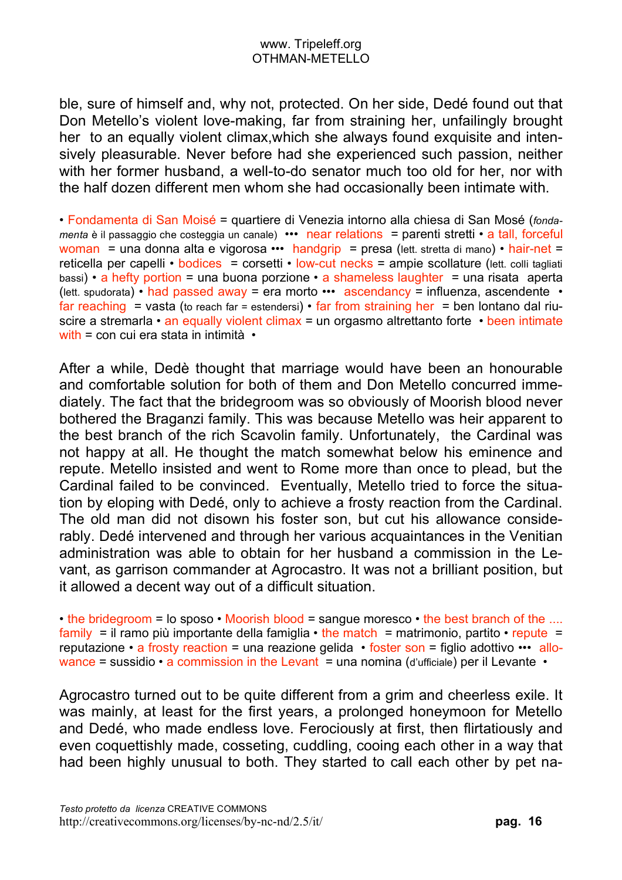ble, sure of himself and, why not, protected. On her side, Dedé found out that Don Metello's violent love-making, far from straining her, unfailingly brought her to an equally violent climax,which she always found exquisite and intensively pleasurable. Never before had she experienced such passion, neither with her former husband, a well-to-do senator much too old for her, nor with the half dozen different men whom she had occasionally been intimate with.

• Fondamenta di San Moisé = quartiere di Venezia intorno alla chiesa di San Mosé (*fondamenta* è il passaggio che costeggia un canale) ••• near relations = parenti stretti • a tall, forceful woman = una donna alta e vigorosa ••• handgrip = presa (lett. stretta di mano) • hair-net = reticella per capelli • bodices = corsetti • low-cut necks = ampie scollature (lett. colli tagliati bassi) • a hefty portion = una buona porzione • a shameless laughter = una risata aperta (lett. spudorata) • had passed away = era morto ••• ascendancy = influenza, ascendente • far reaching = vasta (to reach far = estendersi) • far from straining her = ben lontano dal riuscire a stremarla • an equally violent climax = un orgasmo altrettanto forte • been intimate with = con cui era stata in intimità •

After a while, Dedè thought that marriage would have been an honourable and comfortable solution for both of them and Don Metello concurred immediately. The fact that the bridegroom was so obviously of Moorish blood never bothered the Braganzi family. This was because Metello was heir apparent to the best branch of the rich Scavolin family. Unfortunately, the Cardinal was not happy at all. He thought the match somewhat below his eminence and repute. Metello insisted and went to Rome more than once to plead, but the Cardinal failed to be convinced. Eventually, Metello tried to force the situation by eloping with Dedé, only to achieve a frosty reaction from the Cardinal. The old man did not disown his foster son, but cut his allowance considerably. Dedé intervened and through her various acquaintances in the Venitian administration was able to obtain for her husband a commission in the Levant, as garrison commander at Agrocastro. It was not a brilliant position, but it allowed a decent way out of a difficult situation.

• the bridegroom = lo sposo • Moorish blood = sangue moresco • the best branch of the .... family = il ramo più importante della famiglia • the match = matrimonio, partito • repute = reputazione • a frosty reaction = una reazione gelida • foster son = figlio adottivo ••• allowance = sussidio • a commission in the Levant = una nomina (d'ufficiale) per il Levante •

Agrocastro turned out to be quite different from a grim and cheerless exile. It was mainly, at least for the first years, a prolonged honeymoon for Metello and Dedé, who made endless love. Ferociously at first, then flirtatiously and even coquettishly made, cosseting, cuddling, cooing each other in a way that had been highly unusual to both. They started to call each other by pet na-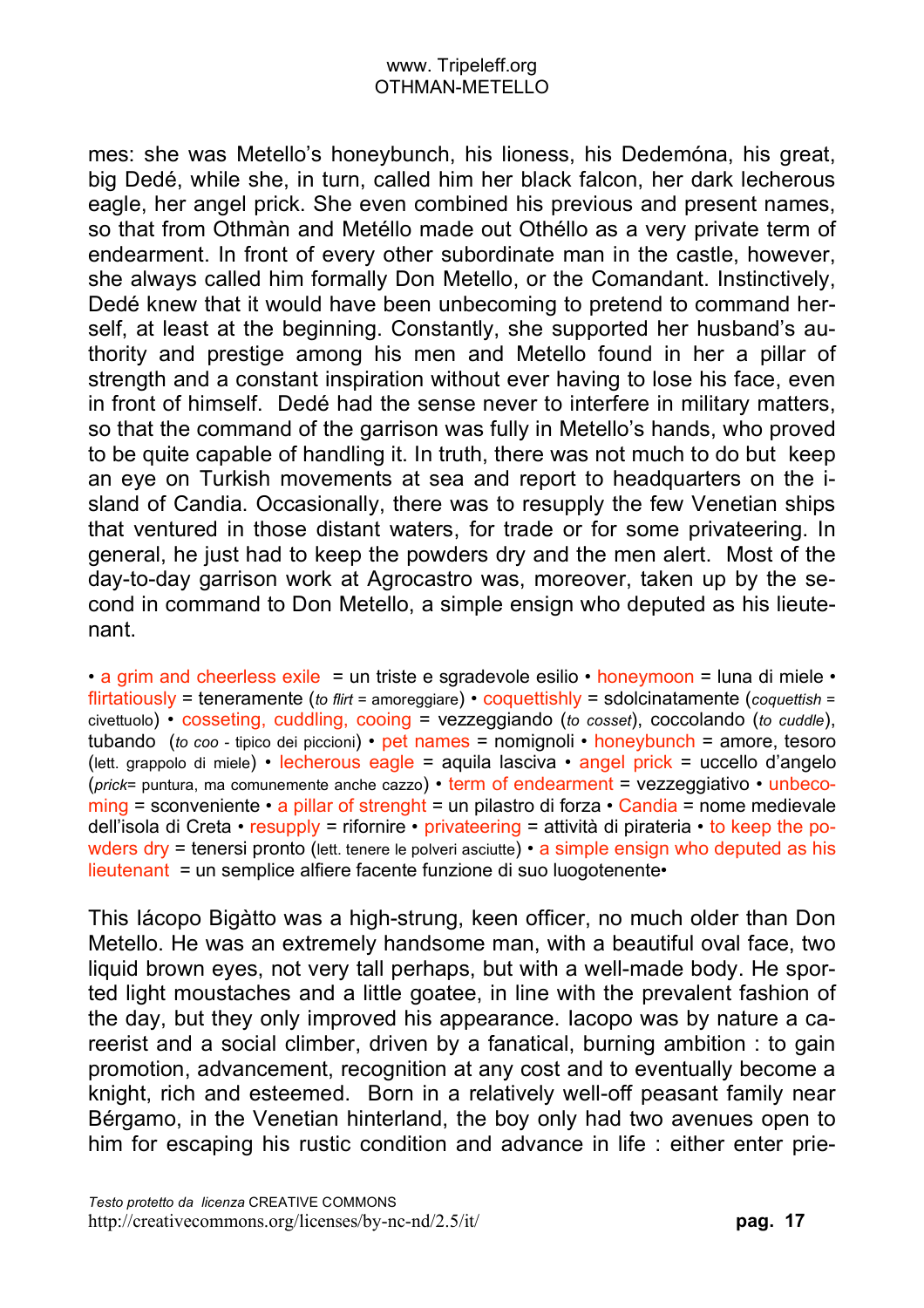mes: she was Metello's honeybunch, his lioness, his Dedemóna, his great, big Dedé, while she, in turn, called him her black falcon, her dark lecherous eagle, her angel prick. She even combined his previous and present names, so that from Othmàn and Metéllo made out Othéllo as a very private term of endearment. In front of every other subordinate man in the castle, however, she always called him formally Don Metello, or the Comandant. Instinctively, Dedé knew that it would have been unbecoming to pretend to command herself, at least at the beginning. Constantly, she supported her husband's authority and prestige among his men and Metello found in her a pillar of strength and a constant inspiration without ever having to lose his face, even in front of himself. Dedé had the sense never to interfere in military matters, so that the command of the garrison was fully in Metello's hands, who proved to be quite capable of handling it. In truth, there was not much to do but keep an eye on Turkish movements at sea and report to headquarters on the island of Candia. Occasionally, there was to resupply the few Venetian ships that ventured in those distant waters, for trade or for some privateering. In general, he just had to keep the powders dry and the men alert. Most of the day-to-day garrison work at Agrocastro was, moreover, taken up by the second in command to Don Metello, a simple ensign who deputed as his lieutenant.

• a grim and cheerless exile = un triste e sgradevole esilio • honeymoon = luna di miele • flirtatiously = teneramente (*to flirt* = amoreggiare) • coquettishly = sdolcinatamente (*coquettish* = civettuolo) • cosseting, cuddling, cooing = vezzeggiando (*to cosset*), coccolando (*to cuddle*), tubando (*to coo* - tipico dei piccioni) • pet names = nomignoli • honeybunch = amore, tesoro (lett. grappolo di miele) • lecherous eagle = aquila lasciva • angel prick = uccello d'angelo (*prick*= puntura, ma comunemente anche cazzo) • term of endearment = vezzeggiativo • unbecoming = sconveniente • a pillar of strenght = un pilastro di forza • Candia = nome medievale dell'isola di Creta • resupply = rifornire • privateering = attività di pirateria • to keep the powders dry = tenersi pronto (lett. tenere le polveri asciutte) • a simple ensign who deputed as his lieutenant = un semplice alfiere facente funzione di suo luogotenente•

This Iácopo Bigàtto was a high-strung, keen officer, no much older than Don Metello. He was an extremely handsome man, with a beautiful oval face, two liquid brown eyes, not very tall perhaps, but with a well-made body. He sported light moustaches and a little goatee, in line with the prevalent fashion of the day, but they only improved his appearance. Iacopo was by nature a careerist and a social climber, driven by a fanatical, burning ambition : to gain promotion, advancement, recognition at any cost and to eventually become a knight, rich and esteemed. Born in a relatively well-off peasant family near Bérgamo, in the Venetian hinterland, the boy only had two avenues open to him for escaping his rustic condition and advance in life : either enter prie-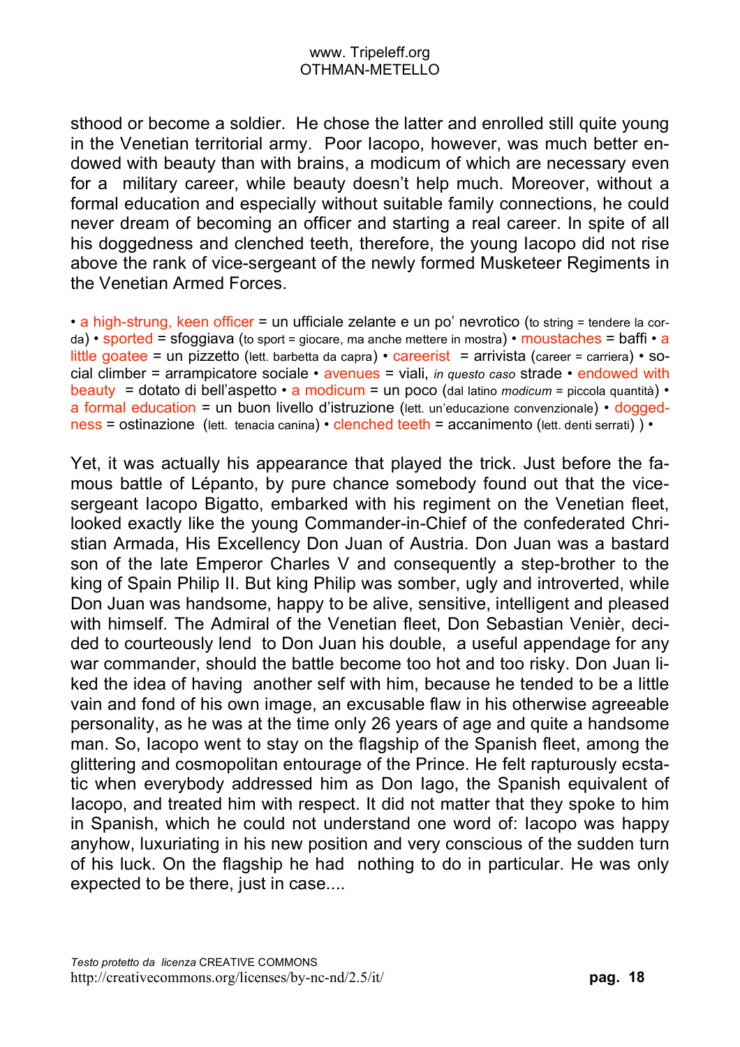sthood or become a soldier. He chose the latter and enrolled still quite young in the Venetian territorial army. Poor Iacopo, however, was much better endowed with beauty than with brains, a modicum of which are necessary even for a military career, while beauty doesn't help much. Moreover, without a formal education and especially without suitable family connections, he could never dream of becoming an officer and starting a real career. In spite of all his doggedness and clenched teeth, therefore, the young Iacopo did not rise above the rank of vice-sergeant of the newly formed Musketeer Regiments in the Venetian Armed Forces.

• a high-strung, keen officer = un ufficiale zelante e un po' nevrotico (to string = tendere la corda) • sported = sfoggiava (to sport = giocare, ma anche mettere in mostra) • moustaches = baffi • a little goatee = un pizzetto (lett. barbetta da capra) • careerist = arrivista (career = carriera) • social climber = arrampicatore sociale • avenues = viali, *in questo caso* strade • endowed with beauty = dotato di bell'aspetto • a modicum = un poco (dal latino *modicum* = piccola quantità) • a formal education = un buon livello d'istruzione (lett. un'educazione convenzionale) • doggedness = ostinazione (lett. tenacia canina) • clenched teeth = accanimento (lett. denti serrati) ) •

Yet, it was actually his appearance that played the trick. Just before the famous battle of Lépanto, by pure chance somebody found out that the vice-sergeant Iacopo Bigatto, embarked with his regiment on the Venetian fleet, looked exactly like the young Commander-in-Chief of the confederated Christian Armada, His Excellency Don Juan of Austria. Don Juan was a bastard son of the late Emperor Charles V and consequently a step-brother to the king of Spain Philip II. But king Philip was somber, ugly and introverted, while Don Juan was handsome, happy to be alive, sensitive, intelligent and pleased with himself. The Admiral of the Venetian fleet, Don Sebastian Venièr, decided to courteously lend to Don Juan his double, a useful appendage for any war commander, should the battle become too hot and too risky. Don Juan liked the idea of having another self with him, because he tended to be a little vain and fond of his own image, an excusable flaw in his otherwise agreeable personality, as he was at the time only 26 years of age and quite a handsome man. So, Iacopo went to stay on the flagship of the Spanish fleet, among the glittering and cosmopolitan entourage of the Prince. He felt rapturously ecstatic when everybody addressed him as Don Iago, the Spanish equivalent of Iacopo, and treated him with respect. It did not matter that they spoke to him in Spanish, which he could not understand one word of: Iacopo was happy anyhow, luxuriating in his new position and very conscious of the sudden turn of his luck. On the flagship he had nothing to do in particular. He was only expected to be there, just in case....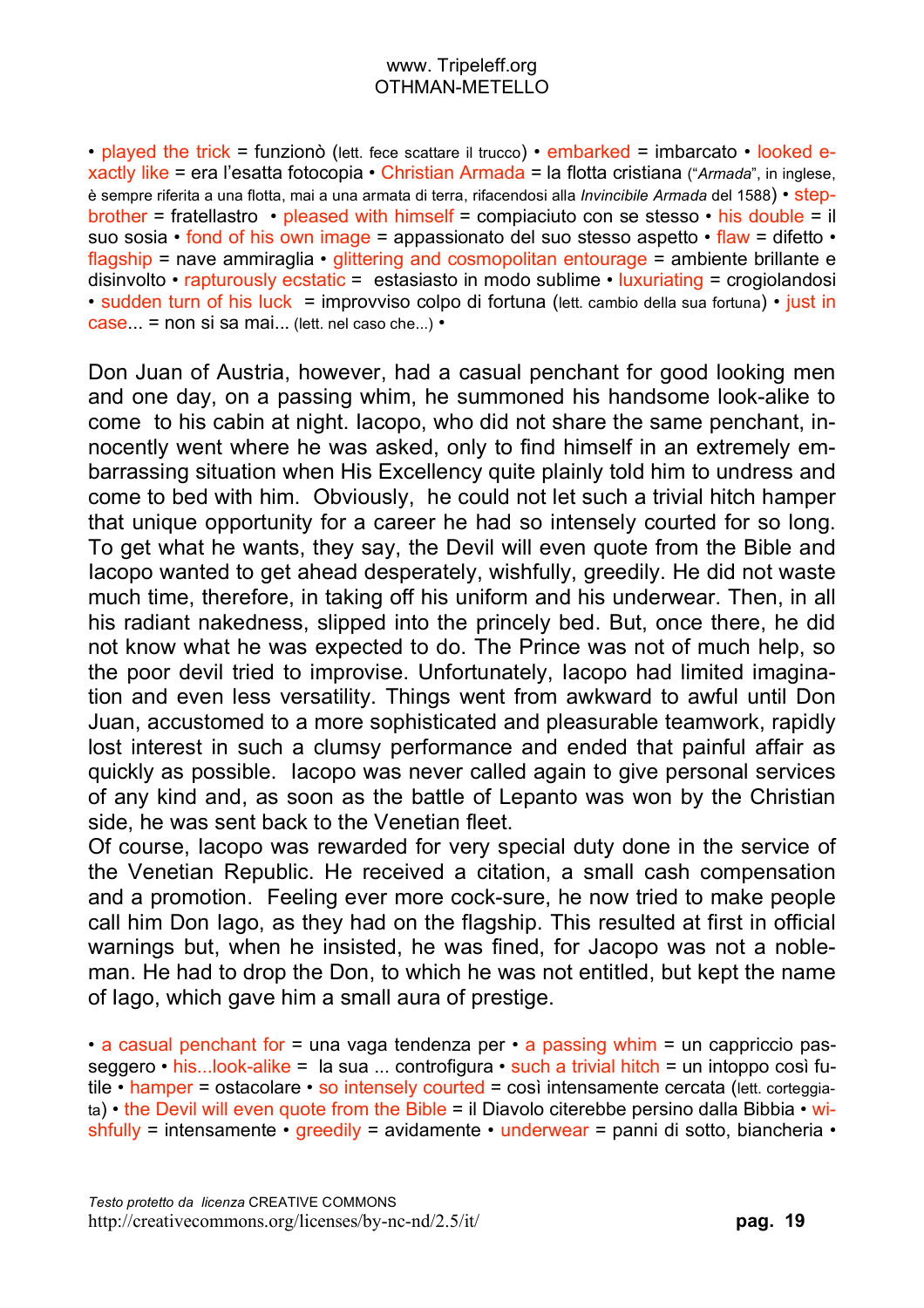• played the trick = funzionò (lett. fece scattare il trucco) • embarked = imbarcato • looked exactly like = era l'esatta fotocopia • Christian Armada = la flotta cristiana ("*Armada*", in inglese, è sempre riferita a una flotta, mai a una armata di terra, rifacendosi alla *Invincibile Armada* del 1588) • stepbrother = fratellastro • pleased with himself = compiaciuto con se stesso • his double = il suo sosia • fond of his own image = appassionato del suo stesso aspetto • flaw = difetto • flagship = nave ammiraglia • glittering and cosmopolitan entourage = ambiente brillante e disinvolto • rapturously ecstatic = estasiasto in modo sublime • luxuriating = crogiolandosi • sudden turn of his luck = improvviso colpo di fortuna (lett. cambio della sua fortuna) • just in case... = non si sa mai... (lett. nel caso che...) •

Don Juan of Austria, however, had a casual penchant for good looking men and one day, on a passing whim, he summoned his handsome look-alike to come to his cabin at night. Iacopo, who did not share the same penchant, innocently went where he was asked, only to find himself in an extremely embarrassing situation when His Excellency quite plainly told him to undress and come to bed with him. Obviously, he could not let such a trivial hitch hamper that unique opportunity for a career he had so intensely courted for so long. To get what he wants, they say, the Devil will even quote from the Bible and Iacopo wanted to get ahead desperately, wishfully, greedily. He did not waste much time, therefore, in taking off his uniform and his underwear. Then, in all his radiant nakedness, slipped into the princely bed. But, once there, he did not know what he was expected to do. The Prince was not of much help, so the poor devil tried to improvise. Unfortunately, Iacopo had limited imagination and even less versatility. Things went from awkward to awful until Don Juan, accustomed to a more sophisticated and pleasurable teamwork, rapidly lost interest in such a clumsy performance and ended that painful affair as quickly as possible. Iacopo was never called again to give personal services of any kind and, as soon as the battle of Lepanto was won by the Christian side, he was sent back to the Venetian fleet.

Of course, Iacopo was rewarded for very special duty done in the service of the Venetian Republic. He received a citation, a small cash compensation and a promotion. Feeling ever more cock-sure, he now tried to make people call him Don Iago, as they had on the flagship. This resulted at first in official warnings but, when he insisted, he was fined, for Jacopo was not a nobleman. He had to drop the Don, to which he was not entitled, but kept the name of Iago, which gave him a small aura of prestige.

• a casual penchant for = una vaga tendenza per • a passing whim = un cappriccio passeggero • his...look-alike = la sua ... controfigura • such a trivial hitch = un intoppo così futile • hamper = ostacolare • so intensely courted = così intensamente cercata (lett. corteggiata) • the Devil will even quote from the Bible = il Diavolo citerebbe persino dalla Bibbia • wishfully = intensamente • greedily = avidamente • underwear = panni di sotto, biancheria •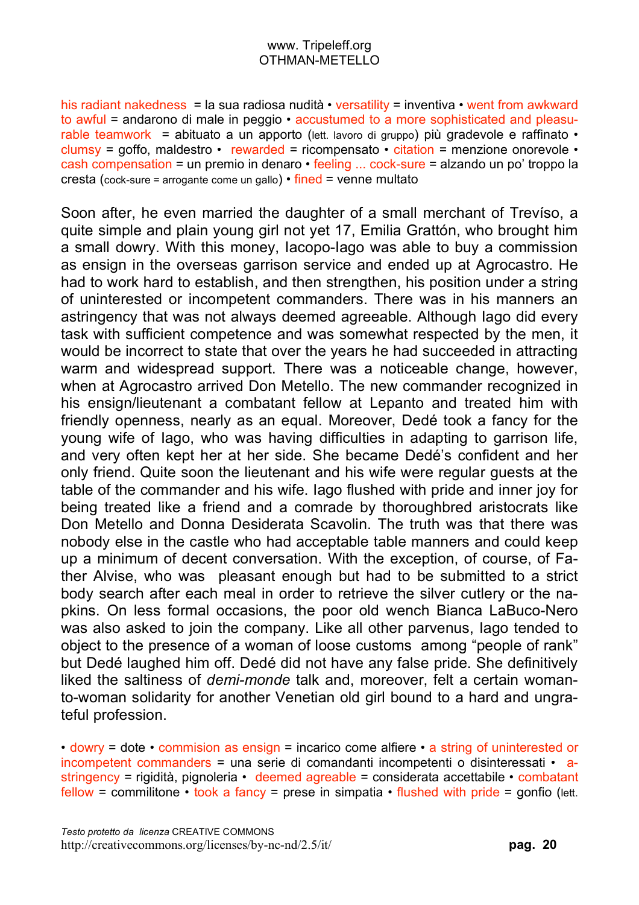his radiant nakedness = la sua radiosa nudità • versatility = inventiva • went from awkward to awful = andarono di male in peggio • accustumed to a more sophisticated and pleasurable teamwork = abituato a un apporto (lett. lavoro di gruppo) più gradevole e raffinato • clumsy = goffo, maldestro • rewarded = ricompensato • citation = menzione onorevole • cash compensation = un premio in denaro • feeling ... cock-sure = alzando un po' troppo la cresta (cock-sure = arrogante come un gallo) • fined = venne multato

Soon after, he even married the daughter of a small merchant of Trevíso, a quite simple and plain young girl not yet 17, Emilia Grattón, who brought him a small dowry. With this money, Iacopo-Iago was able to buy a commission as ensign in the overseas garrison service and ended up at Agrocastro. He had to work hard to establish, and then strengthen, his position under a string of uninterested or incompetent commanders. There was in his manners an astringency that was not always deemed agreeable. Although Iago did every task with sufficient competence and was somewhat respected by the men, it would be incorrect to state that over the years he had succeeded in attracting warm and widespread support. There was a noticeable change, however, when at Agrocastro arrived Don Metello. The new commander recognized in his ensign/lieutenant a combatant fellow at Lepanto and treated him with friendly openness, nearly as an equal. Moreover, Dedé took a fancy for the young wife of Iago, who was having difficulties in adapting to garrison life, and very often kept her at her side. She became Dedé's confident and her only friend. Quite soon the lieutenant and his wife were regular guests at the table of the commander and his wife. Iago flushed with pride and inner joy for being treated like a friend and a comrade by thoroughbred aristocrats like Don Metello and Donna Desiderata Scavolin. The truth was that there was nobody else in the castle who had acceptable table manners and could keep up a minimum of decent conversation. With the exception, of course, of Father Alvise, who was pleasant enough but had to be submitted to a strict body search after each meal in order to retrieve the silver cutlery or the napkins. On less formal occasions, the poor old wench Bianca LaBuco-Nero was also asked to join the company. Like all other parvenus, Iago tended to object to the presence of a woman of loose customs among "people of rank" but Dedé laughed him off. Dedé did not have any false pride. She definitively liked the saltiness of *demi-monde* talk and, moreover, felt a certain woman-to-woman solidarity for another Venetian old girl bound to a hard and ungrateful profession.

• dowry = dote • commision as ensign = incarico come alfiere • a string of uninterested or incompetent commanders = una serie di comandanti incompetenti o disinteressati • astringency = rigidità, pignoleria • deemed agreable = considerata accettabile • combatant fellow = commilitone • took a fancy = prese in simpatia • flushed with pride = gonfio (lett.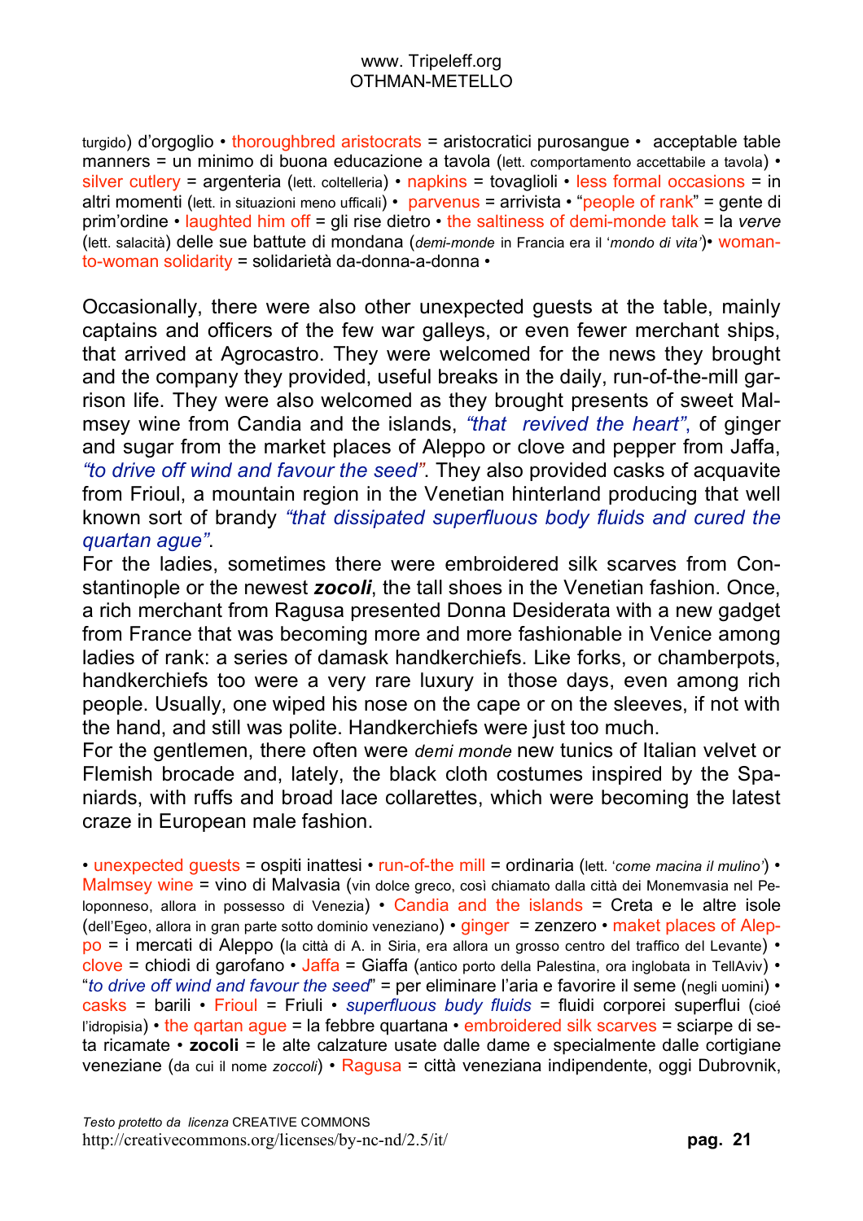turgido) d'orgoglio • thoroughbred aristocrats = aristocratici purosangue • acceptable table manners = un minimo di buona educazione a tavola (lett. comportamento accettabile a tavola) • silver cutlery = argenteria (lett. coltelleria) • napkins = tovaglioli • less formal occasions = in altri momenti (lett. in situazioni meno ufficali) • parvenus = arrivista • "people of rank" = gente di prim'ordine • laughted him off = gli rise dietro • the saltiness of demi-monde talk = la *verve* (lett. salacità) delle sue battute di mondana (*demi-monde* in Francia era il '*mondo di vita'*)• woman-to-woman solidarity = solidarietà da-donna-a-donna •

Occasionally, there were also other unexpected guests at the table, mainly captains and officers of the few war galleys, or even fewer merchant ships, that arrived at Agrocastro. They were welcomed for the news they brought and the company they provided, useful breaks in the daily, run-of-the-mill garrison life. They were also welcomed as they brought presents of sweet Malmsey wine from Candia and the islands, *"that revived the heart"*, of ginger and sugar from the market places of Aleppo or clove and pepper from Jaffa, *"to drive off wind and favour the seed"*. They also provided casks of acquavite from Frioul, a mountain region in the Venetian hinterland producing that well known sort of brandy *"that dissipated superfluous body fluids and cured the quartan ague"*.
For the ladies, sometimes there were embroidered silk scarves from Constantinople or the newest ***zocoli***, the tall shoes in the Venetian fashion. Once, a rich merchant from Ragusa presented Donna Desiderata with a new gadget from France that was becoming more and more fashionable in Venice among ladies of rank: a series of damask handkerchiefs. Like forks, or chamberpots, handkerchiefs too were a very rare luxury in those days, even among rich people. Usually, one wiped his nose on the cape or on the sleeves, if not with the hand, and still was polite. Handkerchiefs were just too much.
For the gentlemen, there often were *demi monde* new tunics of Italian velvet or Flemish brocade and, lately, the black cloth costumes inspired by the Spaniards, with ruffs and broad lace collarettes, which were becoming the latest craze in European male fashion.

• unexpected guests = ospiti inattesi • run-of-the mill = ordinaria (lett. '*come macina il mulino*') • Malmsey wine = vino di Malvasia (vin dolce greco, così chiamato dalla città dei Monemvasia nel Peloponneso, allora in possesso di Venezia) • Candia and the islands = Creta e le altre isole (dell'Egeo, allora in gran parte sotto dominio veneziano) • ginger = zenzero • maket places of Aleppo = i mercati di Aleppo (la città di A. in Siria, era allora un grosso centro del traffico del Levante) • clove = chiodi di garofano • Jaffa = Giaffa (antico porto della Palestina, ora inglobata in TellAviv) • "*to drive off wind and favour the seed*" = per eliminare l'aria e favorire il seme (negli uomini) • casks = barili • Frioul = Friuli • *superfluous budy fluids* = fluidi corporei superflui (cioé l'idropisia) • the qartan ague = la febbre quartana • embroidered silk scarves = sciarpe di seta ricamate • **zocoli** = le alte calzature usate dalle dame e specialmente dalle cortigiane veneziane (da cui il nome *zoccoli*) • Ragusa = città veneziana indipendente, oggi Dubrovnik,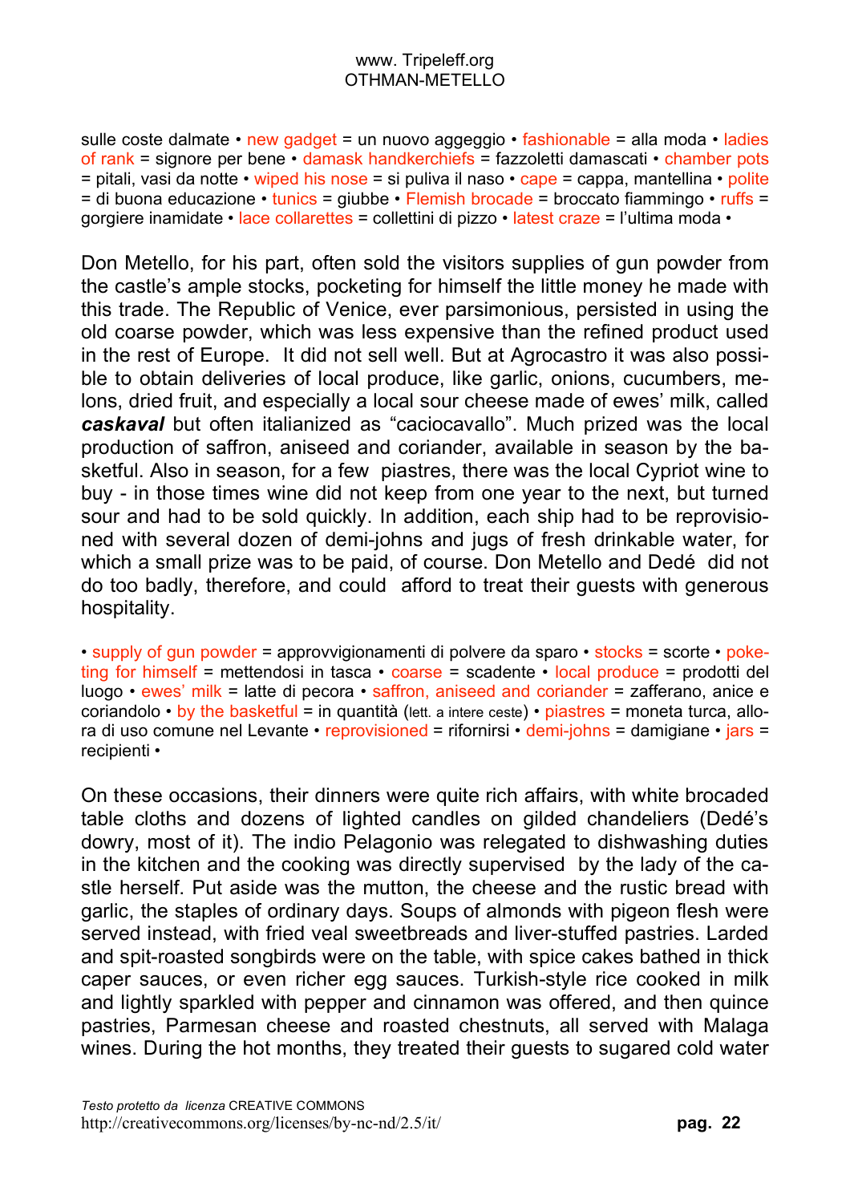sulle coste dalmate • new gadget = un nuovo aggeggio • fashionable = alla moda • ladies of rank = signore per bene • damask handkerchiefs = fazzoletti damascati • chamber pots = pitali, vasi da notte • wiped his nose = si puliva il naso • cape = cappa, mantellina • polite = di buona educazione • tunics = giubbe • Flemish brocade = broccato fiammingo • ruffs = gorgiere inamidate • lace collarettes = collettini di pizzo • latest craze = l'ultima moda •

Don Metello, for his part, often sold the visitors supplies of gun powder from the castle's ample stocks, pocketing for himself the little money he made with this trade. The Republic of Venice, ever parsimonious, persisted in using the old coarse powder, which was less expensive than the refined product used in the rest of Europe. It did not sell well. But at Agrocastro it was also possible to obtain deliveries of local produce, like garlic, onions, cucumbers, melons, dried fruit, and especially a local sour cheese made of ewes' milk, called ***caskaval*** but often italianized as "caciocavallo". Much prized was the local production of saffron, aniseed and coriander, available in season by the basketful. Also in season, for a few piastres, there was the local Cypriot wine to buy - in those times wine did not keep from one year to the next, but turned sour and had to be sold quickly. In addition, each ship had to be reprovisioned with several dozen of demi-johns and jugs of fresh drinkable water, for which a small prize was to be paid, of course. Don Metello and Dedé did not do too badly, therefore, and could afford to treat their guests with generous hospitality.

• supply of gun powder = approvvigionamenti di polvere da sparo • stocks = scorte • poketing for himself = mettendosi in tasca • coarse = scadente • local produce = prodotti del luogo • ewes' milk = latte di pecora • saffron, aniseed and coriander = zafferano, anice e coriandolo • by the basketful = in quantità (lett. a intere ceste) • piastres = moneta turca, allora di uso comune nel Levante • reprovisioned = rifornirsi • demi-johns = damigiane • jars = recipienti •

On these occasions, their dinners were quite rich affairs, with white brocaded table cloths and dozens of lighted candles on gilded chandeliers (Dedé's dowry, most of it). The indio Pelagonio was relegated to dishwashing duties in the kitchen and the cooking was directly supervised by the lady of the castle herself. Put aside was the mutton, the cheese and the rustic bread with garlic, the staples of ordinary days. Soups of almonds with pigeon flesh were served instead, with fried veal sweetbreads and liver-stuffed pastries. Larded and spit-roasted songbirds were on the table, with spice cakes bathed in thick caper sauces, or even richer egg sauces. Turkish-style rice cooked in milk and lightly sparkled with pepper and cinnamon was offered, and then quince pastries, Parmesan cheese and roasted chestnuts, all served with Malaga wines. During the hot months, they treated their guests to sugared cold water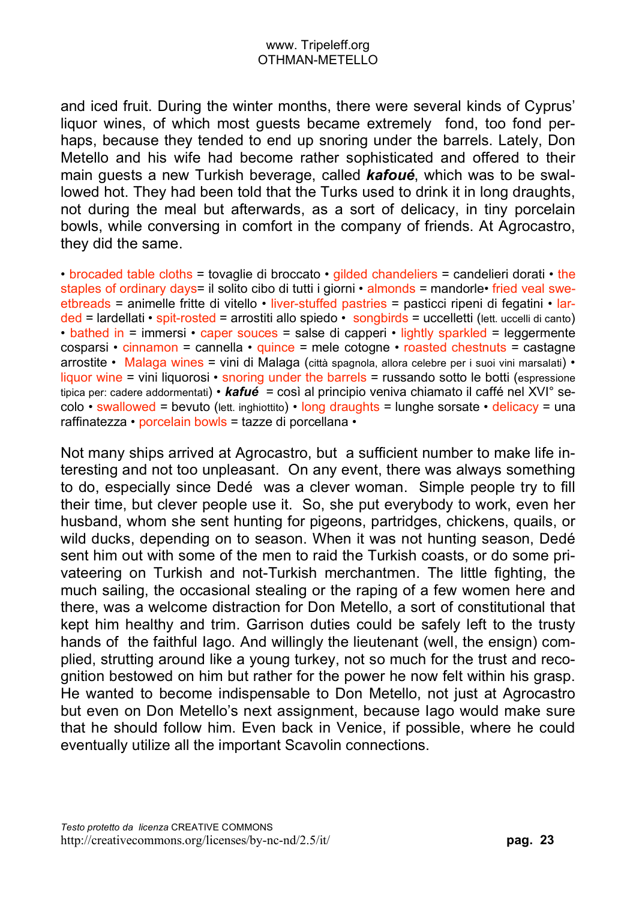and iced fruit. During the winter months, there were several kinds of Cyprus' liquor wines, of which most guests became extremely fond, too fond perhaps, because they tended to end up snoring under the barrels. Lately, Don Metello and his wife had become rather sophisticated and offered to their main guests a new Turkish beverage, called ***kafoué***, which was to be swallowed hot. They had been told that the Turks used to drink it in long draughts, not during the meal but afterwards, as a sort of delicacy, in tiny porcelain bowls, while conversing in comfort in the company of friends. At Agrocastro, they did the same.

• brocaded table cloths = tovaglie di broccato • gilded chandeliers = candelieri dorati • the staples of ordinary days= il solito cibo di tutti i giorni • almonds = mandorle• fried veal sweetbreads = animelle fritte di vitello • liver-stuffed pastries = pasticci ripeni di fegatini • larded = lardellati • spit-rosted = arrostiti allo spiedo • songbirds = uccelletti (lett. uccelli di canto) • bathed in = immersi • caper souces = salse di capperi • lightly sparkled = leggermente cosparsi • cinnamon = cannella • quince = mele cotogne • roasted chestnuts = castagne arrostite • Malaga wines = vini di Malaga (città spagnola, allora celebre per i suoi vini marsalati) • liquor wine = vini liquorosi • snoring under the barrels = russando sotto le botti (espressione tipica per: cadere addormentati) • ***kafué*** = così al principio veniva chiamato il caffé nel XVI° secolo • swallowed = bevuto (lett. inghiottito) • long draughts = lunghe sorsate • delicacy = una raffinatezza • porcelain bowls = tazze di porcellana •

Not many ships arrived at Agrocastro, but a sufficient number to make life interesting and not too unpleasant. On any event, there was always something to do, especially since Dedé was a clever woman. Simple people try to fill their time, but clever people use it. So, she put everybody to work, even her husband, whom she sent hunting for pigeons, partridges, chickens, quails, or wild ducks, depending on to season. When it was not hunting season, Dedé sent him out with some of the men to raid the Turkish coasts, or do some privateering on Turkish and not-Turkish merchantmen. The little fighting, the much sailing, the occasional stealing or the raping of a few women here and there, was a welcome distraction for Don Metello, a sort of constitutional that kept him healthy and trim. Garrison duties could be safely left to the trusty hands of the faithful Iago. And willingly the lieutenant (well, the ensign) complied, strutting around like a young turkey, not so much for the trust and recognition bestowed on him but rather for the power he now felt within his grasp. He wanted to become indispensable to Don Metello, not just at Agrocastro but even on Don Metello's next assignment, because Iago would make sure that he should follow him. Even back in Venice, if possible, where he could eventually utilize all the important Scavolin connections.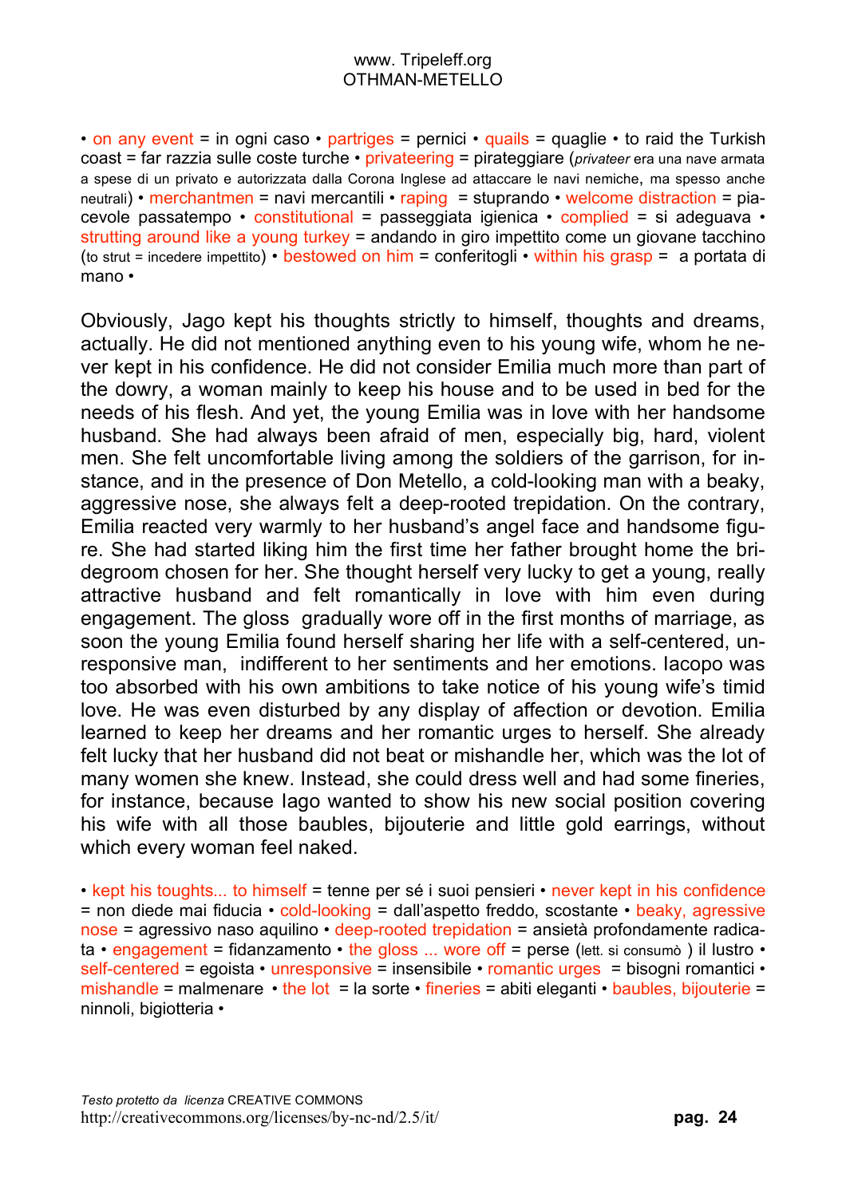• on any event = in ogni caso • partriges = pernici • quails = quaglie • to raid the Turkish coast = far razzia sulle coste turche • privateering = pirateggiare (*privateer* era una nave armata a spese di un privato e autorizzata dalla Corona Inglese ad attaccare le navi nemiche, ma spesso anche neutrali) • merchantmen = navi mercantili • raping = stuprando • welcome distraction = piacevole passatempo • constitutional = passeggiata igienica • complied = si adeguava • strutting around like a young turkey = andando in giro impettito come un giovane tacchino (to strut = incedere impettito) • bestowed on him = conferitogli • within his grasp = a portata di mano •

Obviously, Jago kept his thoughts strictly to himself, thoughts and dreams, actually. He did not mentioned anything even to his young wife, whom he never kept in his confidence. He did not consider Emilia much more than part of the dowry, a woman mainly to keep his house and to be used in bed for the needs of his flesh. And yet, the young Emilia was in love with her handsome husband. She had always been afraid of men, especially big, hard, violent men. She felt uncomfortable living among the soldiers of the garrison, for instance, and in the presence of Don Metello, a cold-looking man with a beaky, aggressive nose, she always felt a deep-rooted trepidation. On the contrary, Emilia reacted very warmly to her husband's angel face and handsome figure. She had started liking him the first time her father brought home the bridegroom chosen for her. She thought herself very lucky to get a young, really attractive husband and felt romantically in love with him even during engagement. The gloss gradually wore off in the first months of marriage, as soon the young Emilia found herself sharing her life with a self-centered, unresponsive man, indifferent to her sentiments and her emotions. Iacopo was too absorbed with his own ambitions to take notice of his young wife's timid love. He was even disturbed by any display of affection or devotion. Emilia learned to keep her dreams and her romantic urges to herself. She already felt lucky that her husband did not beat or mishandle her, which was the lot of many women she knew. Instead, she could dress well and had some fineries, for instance, because Iago wanted to show his new social position covering his wife with all those baubles, bijouterie and little gold earrings, without which every woman feel naked.

• kept his toughts... to himself = tenne per sé i suoi pensieri • never kept in his confidence = non diede mai fiducia • cold-looking = dall'aspetto freddo, scostante • beaky, agressive nose = agressivo naso aquilino • deep-rooted trepidation = ansietà profondamente radicata • engagement = fidanzamento • the gloss ... wore off = perse (lett. si consumò ) il lustro • self-centered = egoista • unresponsive = insensibile • romantic urges = bisogni romantici • mishandle = malmenare • the lot = la sorte • fineries = abiti eleganti • baubles, bijouterie = ninnoli, bigiotteria •

*Testo protetto da licenza* CREATIVE COMMONS
http://creativecommons.org/licenses/by-nc-nd/2.5/it/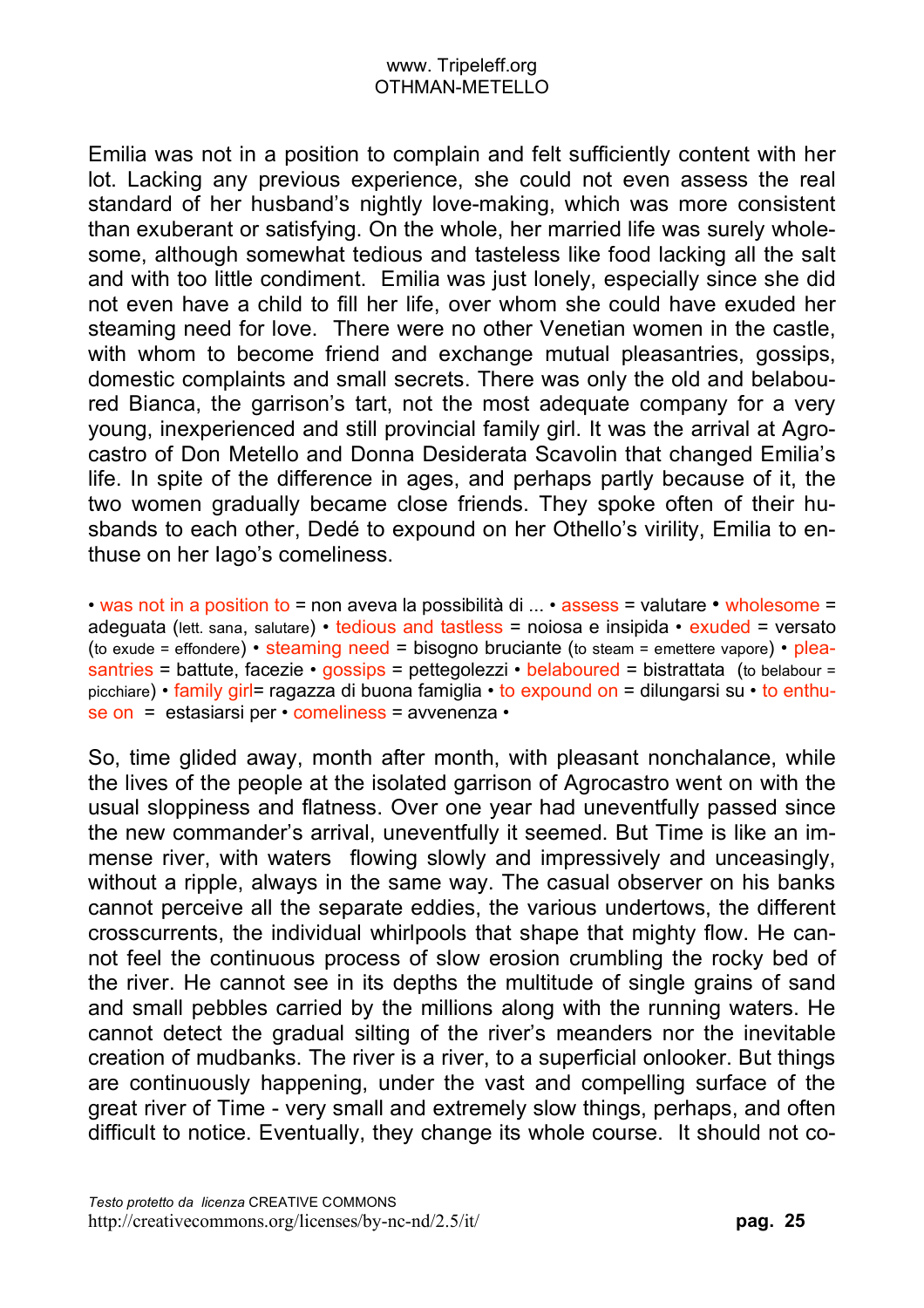Emilia was not in a position to complain and felt sufficiently content with her lot. Lacking any previous experience, she could not even assess the real standard of her husband's nightly love-making, which was more consistent than exuberant or satisfying. On the whole, her married life was surely wholesome, although somewhat tedious and tasteless like food lacking all the salt and with too little condiment. Emilia was just lonely, especially since she did not even have a child to fill her life, over whom she could have exuded her steaming need for love. There were no other Venetian women in the castle, with whom to become friend and exchange mutual pleasantries, gossips, domestic complaints and small secrets. There was only the old and belaboured Bianca, the garrison's tart, not the most adequate company for a very young, inexperienced and still provincial family girl. It was the arrival at Agrocastro of Don Metello and Donna Desiderata Scavolin that changed Emilia's life. In spite of the difference in ages, and perhaps partly because of it, the two women gradually became close friends. They spoke often of their husbands to each other, Dedé to expound on her Othello's virility, Emilia to enthuse on her Iago's comeliness.

• was not in a position to = non aveva la possibilità di ... • assess = valutare • wholesome = adeguata (lett. sana, salutare) • tedious and tastless = noiosa e insipida • exuded = versato (to exude = effondere) • steaming need = bisogno bruciante (to steam = emettere vapore) • pleasantries = battute, facezie • gossips = pettegolezzi • belaboured = bistrattata (to belabour = picchiare) • family girl= ragazza di buona famiglia • to expound on = dilungarsi su • to enthuse on = estasiarsi per • comeliness = avvenenza •

So, time glided away, month after month, with pleasant nonchalance, while the lives of the people at the isolated garrison of Agrocastro went on with the usual sloppiness and flatness. Over one year had uneventfully passed since the new commander's arrival, uneventfully it seemed. But Time is like an immense river, with waters flowing slowly and impressively and unceasingly, without a ripple, always in the same way. The casual observer on his banks cannot perceive all the separate eddies, the various undertows, the different crosscurrents, the individual whirlpools that shape that mighty flow. He cannot feel the continuous process of slow erosion crumbling the rocky bed of the river. He cannot see in its depths the multitude of single grains of sand and small pebbles carried by the millions along with the running waters. He cannot detect the gradual silting of the river's meanders nor the inevitable creation of mudbanks. The river is a river, to a superficial onlooker. But things are continuously happening, under the vast and compelling surface of the great river of Time - very small and extremely slow things, perhaps, and often difficult to notice. Eventually, they change its whole course. It should not co-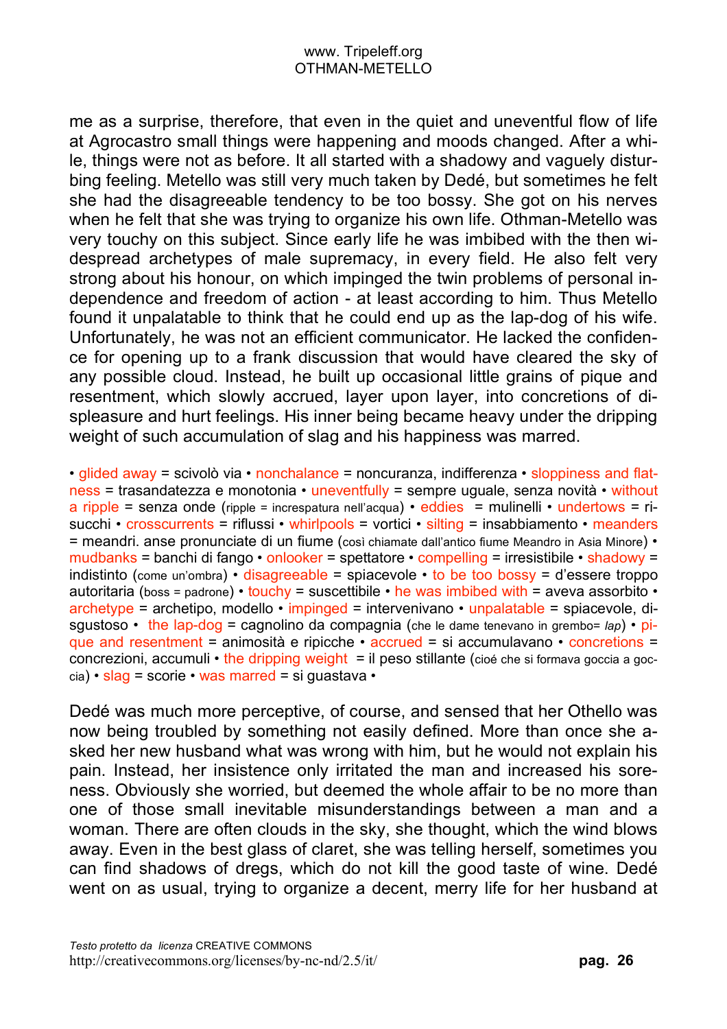me as a surprise, therefore, that even in the quiet and uneventful flow of life at Agrocastro small things were happening and moods changed. After a while, things were not as before. It all started with a shadowy and vaguely disturbing feeling. Metello was still very much taken by Dedé, but sometimes he felt she had the disagreeable tendency to be too bossy. She got on his nerves when he felt that she was trying to organize his own life. Othman-Metello was very touchy on this subject. Since early life he was imbibed with the then widespread archetypes of male supremacy, in every field. He also felt very strong about his honour, on which impinged the twin problems of personal independence and freedom of action - at least according to him. Thus Metello found it unpalatable to think that he could end up as the lap-dog of his wife. Unfortunately, he was not an efficient communicator. He lacked the confidence for opening up to a frank discussion that would have cleared the sky of any possible cloud. Instead, he built up occasional little grains of pique and resentment, which slowly accrued, layer upon layer, into concretions of displeasure and hurt feelings. His inner being became heavy under the dripping weight of such accumulation of slag and his happiness was marred.

• glided away = scivolò via • nonchalance = noncuranza, indifferenza • sloppiness and flatness = trasandatezza e monotonia • uneventfully = sempre uguale, senza novità • without a ripple = senza onde (ripple = increspatura nell'acqua) • eddies = mulinelli • undertows = risucchi • crosscurrents = riflussi • whirlpools = vortici • silting = insabbiamento • meanders = meandri. anse pronunciate di un fiume (così chiamate dall'antico fiume Meandro in Asia Minore) • mudbanks = banchi di fango • onlooker = spettatore • compelling = irresistibile • shadowy = indistinto (come un'ombra) • disagreeable = spiacevole • to be too bossy = d'essere troppo autoritaria (boss = padrone) • touchy = suscettibile • he was imbibed with = aveva assorbito • archetype = archetipo, modello • impinged = intervenivano • unpalatable = spiacevole, disgustoso • the lap-dog = cagnolino da compagnia (che le dame tenevano in grembo= *lap*) • pique and resentment = animosità e ripicche • accrued = si accumulavano • concretions = concrezioni, accumuli • the dripping weight = il peso stillante (cioé che si formava goccia a goccia) • slag = scorie • was marred = si guastava •

Dedé was much more perceptive, of course, and sensed that her Othello was now being troubled by something not easily defined. More than once she asked her new husband what was wrong with him, but he would not explain his pain. Instead, her insistence only irritated the man and increased his soreness. Obviously she worried, but deemed the whole affair to be no more than one of those small inevitable misunderstandings between a man and a woman. There are often clouds in the sky, she thought, which the wind blows away. Even in the best glass of claret, she was telling herself, sometimes you can find shadows of dregs, which do not kill the good taste of wine. Dedé went on as usual, trying to organize a decent, merry life for her husband at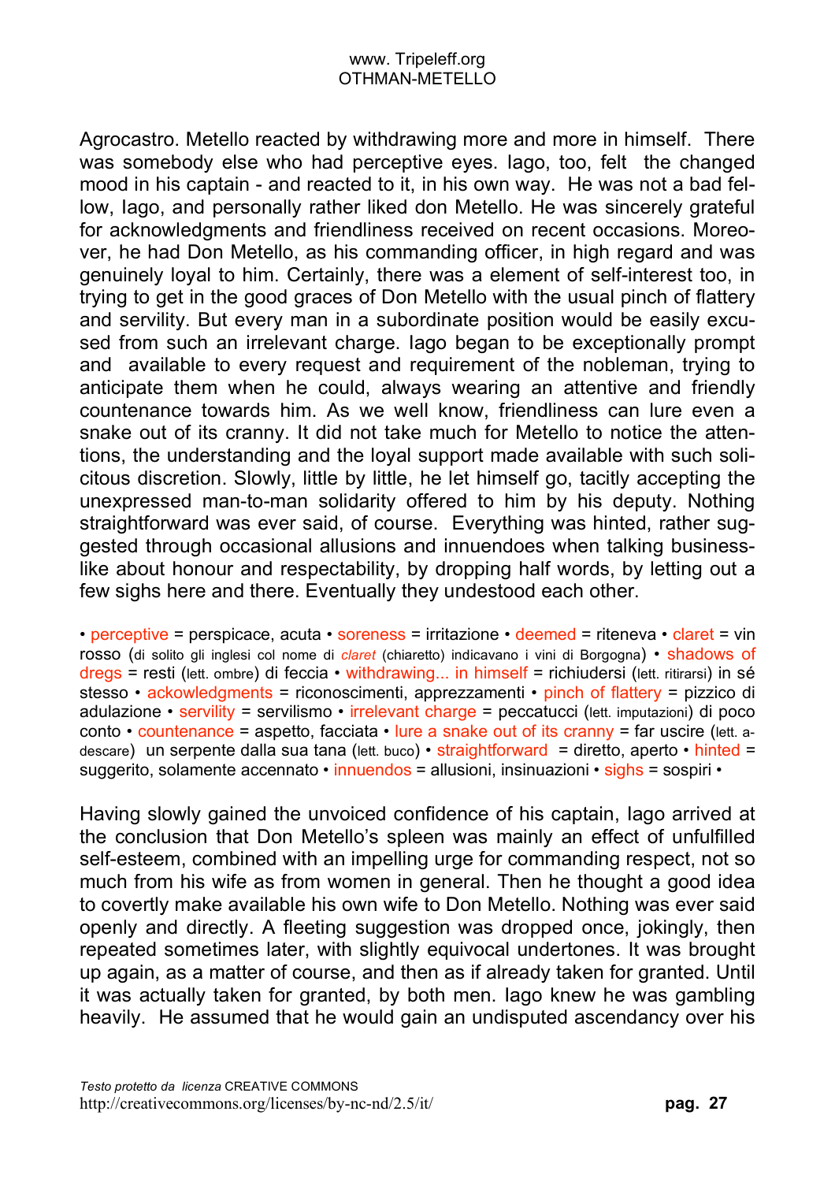Agrocastro. Metello reacted by withdrawing more and more in himself. There was somebody else who had perceptive eyes. Iago, too, felt the changed mood in his captain - and reacted to it, in his own way. He was not a bad fellow, Iago, and personally rather liked don Metello. He was sincerely grateful for acknowledgments and friendliness received on recent occasions. Moreover, he had Don Metello, as his commanding officer, in high regard and was genuinely loyal to him. Certainly, there was a element of self-interest too, in trying to get in the good graces of Don Metello with the usual pinch of flattery and servility. But every man in a subordinate position would be easily excused from such an irrelevant charge. Iago began to be exceptionally prompt and available to every request and requirement of the nobleman, trying to anticipate them when he could, always wearing an attentive and friendly countenance towards him. As we well know, friendliness can lure even a snake out of its cranny. It did not take much for Metello to notice the attentions, the understanding and the loyal support made available with such solicitous discretion. Slowly, little by little, he let himself go, tacitly accepting the unexpressed man-to-man solidarity offered to him by his deputy. Nothing straightforward was ever said, of course. Everything was hinted, rather suggested through occasional allusions and innuendoes when talking business-like about honour and respectability, by dropping half words, by letting out a few sighs here and there. Eventually they undestood each other.

• perceptive = perspicace, acuta • soreness = irritazione • deemed = riteneva • claret = vin rosso (di solito gli inglesi col nome di *claret* (chiaretto) indicavano i vini di Borgogna) • shadows of dregs = resti (lett. ombre) di feccia • withdrawing... in himself = richiudersi (lett. ritirarsi) in sé stesso • ackowledgments = riconoscimenti, apprezzamenti • pinch of flattery = pizzico di adulazione • servility = servilismo • irrelevant charge = peccatucci (lett. imputazioni) di poco conto • countenance = aspetto, facciata • lure a snake out of its cranny = far uscire (lett. adescare) un serpente dalla sua tana (lett. buco) • straightforward = diretto, aperto • hinted = suggerito, solamente accennato • innuendos = allusioni, insinuazioni • sighs = sospiri •

Having slowly gained the unvoiced confidence of his captain, Iago arrived at the conclusion that Don Metello's spleen was mainly an effect of unfulfilled self-esteem, combined with an impelling urge for commanding respect, not so much from his wife as from women in general. Then he thought a good idea to covertly make available his own wife to Don Metello. Nothing was ever said openly and directly. A fleeting suggestion was dropped once, jokingly, then repeated sometimes later, with slightly equivocal undertones. It was brought up again, as a matter of course, and then as if already taken for granted. Until it was actually taken for granted, by both men. Iago knew he was gambling heavily. He assumed that he would gain an undisputed ascendancy over his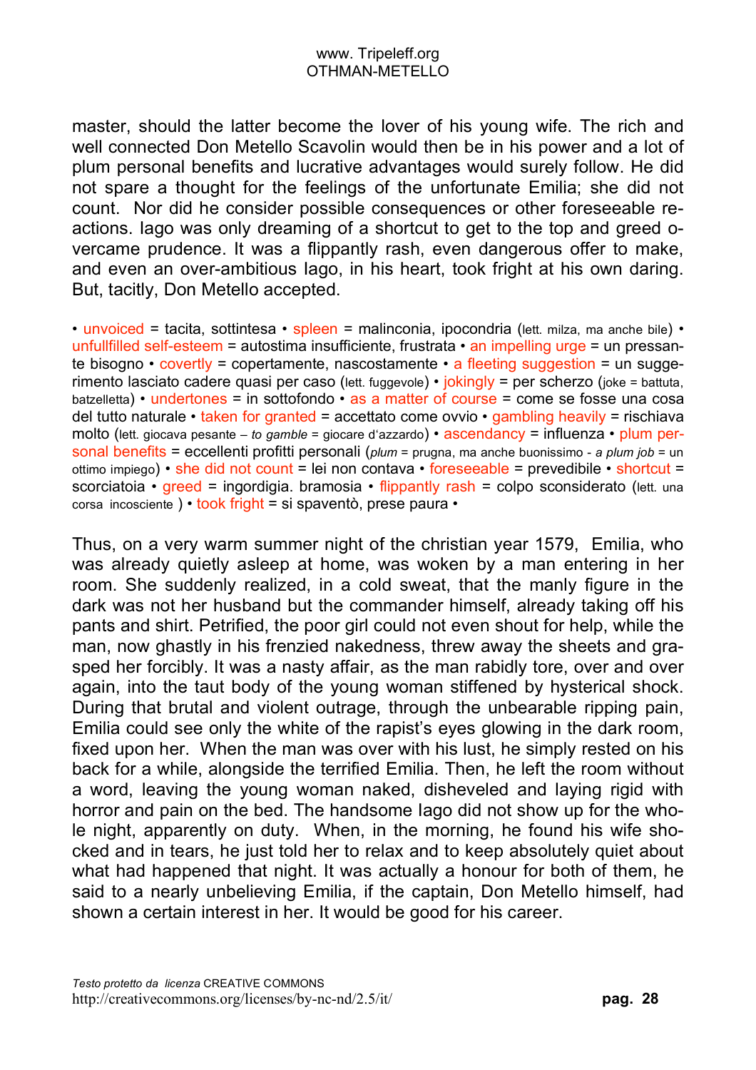master, should the latter become the lover of his young wife. The rich and well connected Don Metello Scavolin would then be in his power and a lot of plum personal benefits and lucrative advantages would surely follow. He did not spare a thought for the feelings of the unfortunate Emilia; she did not count. Nor did he consider possible consequences or other foreseeable reactions. Iago was only dreaming of a shortcut to get to the top and greed overcame prudence. It was a flippantly rash, even dangerous offer to make, and even an over-ambitious Iago, in his heart, took fright at his own daring. But, tacitly, Don Metello accepted.

• unvoiced = tacita, sottintesa • spleen = malinconia, ipocondria (lett. milza, ma anche bile) • unfullfilled self-esteem = autostima insufficiente, frustrata • an impelling urge = un pressante bisogno • covertly = copertamente, nascostamente • a fleeting suggestion = un suggerimento lasciato cadere quasi per caso (lett. fuggevole) • jokingly = per scherzo (joke = battuta, batzelletta) • undertones = in sottofondo • as a matter of course = come se fosse una cosa del tutto naturale • taken for granted = accettato come ovvio • gambling heavily = rischiava molto (lett. giocava pesante – *to gamble* = giocare d'azzardo) • ascendancy = influenza • plum personal benefits = eccellenti profitti personali (*plum* = prugna, ma anche buonissimo - *a plum job* = un ottimo impiego) • she did not count = lei non contava • foreseeable = prevedibile • shortcut = scorciatoia • greed = ingordigia. bramosia • flippantly rash = colpo sconsiderato (lett. una corsa incosciente ) • took fright = si spaventò, prese paura •

Thus, on a very warm summer night of the christian year 1579, Emilia, who was already quietly asleep at home, was woken by a man entering in her room. She suddenly realized, in a cold sweat, that the manly figure in the dark was not her husband but the commander himself, already taking off his pants and shirt. Petrified, the poor girl could not even shout for help, while the man, now ghastly in his frenzied nakedness, threw away the sheets and grasped her forcibly. It was a nasty affair, as the man rabidly tore, over and over again, into the taut body of the young woman stiffened by hysterical shock. During that brutal and violent outrage, through the unbearable ripping pain, Emilia could see only the white of the rapist's eyes glowing in the dark room, fixed upon her. When the man was over with his lust, he simply rested on his back for a while, alongside the terrified Emilia. Then, he left the room without a word, leaving the young woman naked, disheveled and laying rigid with horror and pain on the bed. The handsome Iago did not show up for the whole night, apparently on duty. When, in the morning, he found his wife shocked and in tears, he just told her to relax and to keep absolutely quiet about what had happened that night. It was actually a honour for both of them, he said to a nearly unbelieving Emilia, if the captain, Don Metello himself, had shown a certain interest in her. It would be good for his career.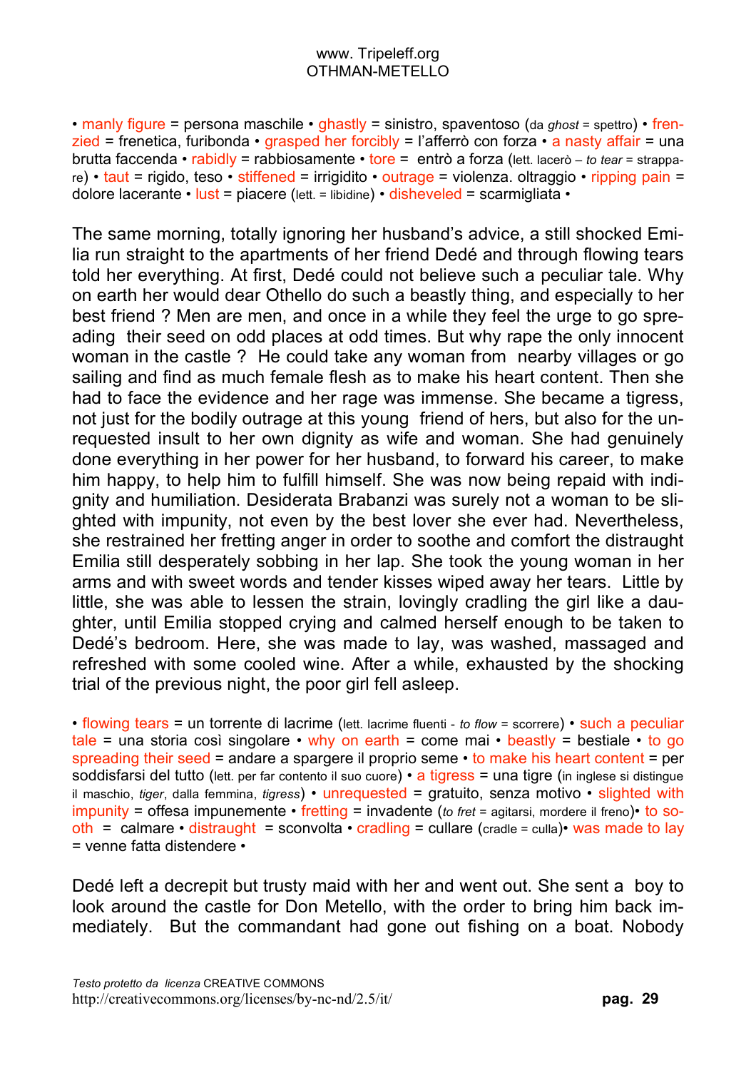• manly figure = persona maschile • ghastly = sinistro, spaventoso (da *ghost* = spettro) • frenzied = frenetica, furibonda • grasped her forcibly = l'afferrò con forza • a nasty affair = una brutta faccenda • rabidly = rabbiosamente • tore = entrò a forza (lett. lacerò – *to tear* = strappare) • taut = rigido, teso • stiffened = irrigidito • outrage = violenza. oltraggio • ripping pain = dolore lacerante • lust = piacere (lett. = libidine) • disheveled = scarmigliata •

The same morning, totally ignoring her husband's advice, a still shocked Emilia run straight to the apartments of her friend Dedé and through flowing tears told her everything. At first, Dedé could not believe such a peculiar tale. Why on earth her would dear Othello do such a beastly thing, and especially to her best friend ? Men are men, and once in a while they feel the urge to go spreading their seed on odd places at odd times. But why rape the only innocent woman in the castle ? He could take any woman from nearby villages or go sailing and find as much female flesh as to make his heart content. Then she had to face the evidence and her rage was immense. She became a tigress, not just for the bodily outrage at this young friend of hers, but also for the unrequested insult to her own dignity as wife and woman. She had genuinely done everything in her power for her husband, to forward his career, to make him happy, to help him to fulfill himself. She was now being repaid with indignity and humiliation. Desiderata Brabanzi was surely not a woman to be slighted with impunity, not even by the best lover she ever had. Nevertheless, she restrained her fretting anger in order to soothe and comfort the distraught Emilia still desperately sobbing in her lap. She took the young woman in her arms and with sweet words and tender kisses wiped away her tears. Little by little, she was able to lessen the strain, lovingly cradling the girl like a daughter, until Emilia stopped crying and calmed herself enough to be taken to Dedé's bedroom. Here, she was made to lay, was washed, massaged and refreshed with some cooled wine. After a while, exhausted by the shocking trial of the previous night, the poor girl fell asleep.

• flowing tears = un torrente di lacrime (lett. lacrime fluenti - *to flow* = scorrere) • such a peculiar tale = una storia così singolare • why on earth = come mai • beastly = bestiale • to go spreading their seed = andare a spargere il proprio seme • to make his heart content = per soddisfarsi del tutto (lett. per far contento il suo cuore) • a tigress = una tigre (in inglese si distingue il maschio, *tiger*, dalla femmina, *tigress*) • unrequested = gratuito, senza motivo • slighted with impunity = offesa impunemente • fretting = invadente (*to fret* = agitarsi, mordere il freno)• to soothe = calmare • distraught = sconvolta • cradling = cullare (cradle = culla)• was made to lay = venne fatta distendere •

Dedé left a decrepit but trusty maid with her and went out. She sent a boy to look around the castle for Don Metello, with the order to bring him back immediately. But the commandant had gone out fishing on a boat. Nobody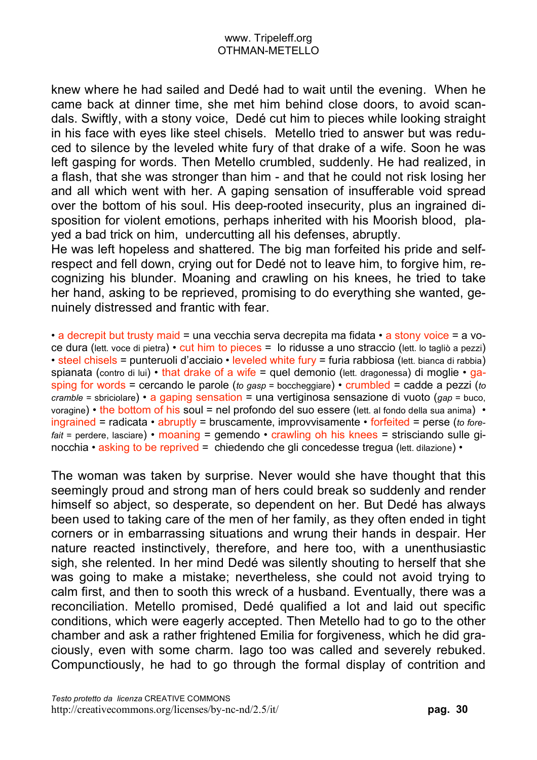knew where he had sailed and Dedé had to wait until the evening. When he came back at dinner time, she met him behind close doors, to avoid scandals. Swiftly, with a stony voice, Dedé cut him to pieces while looking straight in his face with eyes like steel chisels. Metello tried to answer but was reduced to silence by the leveled white fury of that drake of a wife. Soon he was left gasping for words. Then Metello crumbled, suddenly. He had realized, in a flash, that she was stronger than him - and that he could not risk losing her and all which went with her. A gaping sensation of insufferable void spread over the bottom of his soul. His deep-rooted insecurity, plus an ingrained disposition for violent emotions, perhaps inherited with his Moorish blood, played a bad trick on him, undercutting all his defenses, abruptly.

He was left hopeless and shattered. The big man forfeited his pride and self-respect and fell down, crying out for Dedé not to leave him, to forgive him, recognizing his blunder. Moaning and crawling on his knees, he tried to take her hand, asking to be reprieved, promising to do everything she wanted, genuinely distressed and frantic with fear.

• a decrepit but trusty maid = una vecchia serva decrepita ma fidata • a stony voice = a voce dura (lett. voce di pietra) • cut him to pieces = lo ridusse a uno straccio (lett. lo tagliò a pezzi) • steel chisels = punteruoli d'acciaio • leveled white fury = furia rabbiosa (lett. bianca di rabbia) spianata (contro di lui) • that drake of a wife = quel demonio (lett. dragonessa) di moglie • gasping for words = cercando le parole (*to gasp* = boccheggiare) • crumbled = cadde a pezzi (*to cramble* = sbriciolare) • a gaping sensation = una vertiginosa sensazione di vuoto (*gap* = buco, voragine) • the bottom of his soul = nel profondo del suo essere (lett. al fondo della sua anima) • ingrained = radicata • abruptly = bruscamente, improvvisamente • forfeited = perse (*to forefait* = perdere, lasciare) • moaning = gemendo • crawling oh his knees = strisciando sulle ginocchia • asking to be reprived = chiedendo che gli concedesse tregua (lett. dilazione) •

The woman was taken by surprise. Never would she have thought that this seemingly proud and strong man of hers could break so suddenly and render himself so abject, so desperate, so dependent on her. But Dedé has always been used to taking care of the men of her family, as they often ended in tight corners or in embarrassing situations and wrung their hands in despair. Her nature reacted instinctively, therefore, and here too, with a unenthusiastic sigh, she relented. In her mind Dedé was silently shouting to herself that she was going to make a mistake; nevertheless, she could not avoid trying to calm first, and then to sooth this wreck of a husband. Eventually, there was a reconciliation. Metello promised, Dedé qualified a lot and laid out specific conditions, which were eagerly accepted. Then Metello had to go to the other chamber and ask a rather frightened Emilia for forgiveness, which he did graciously, even with some charm. Iago too was called and severely rebuked. Compunctiously, he had to go through the formal display of contrition and